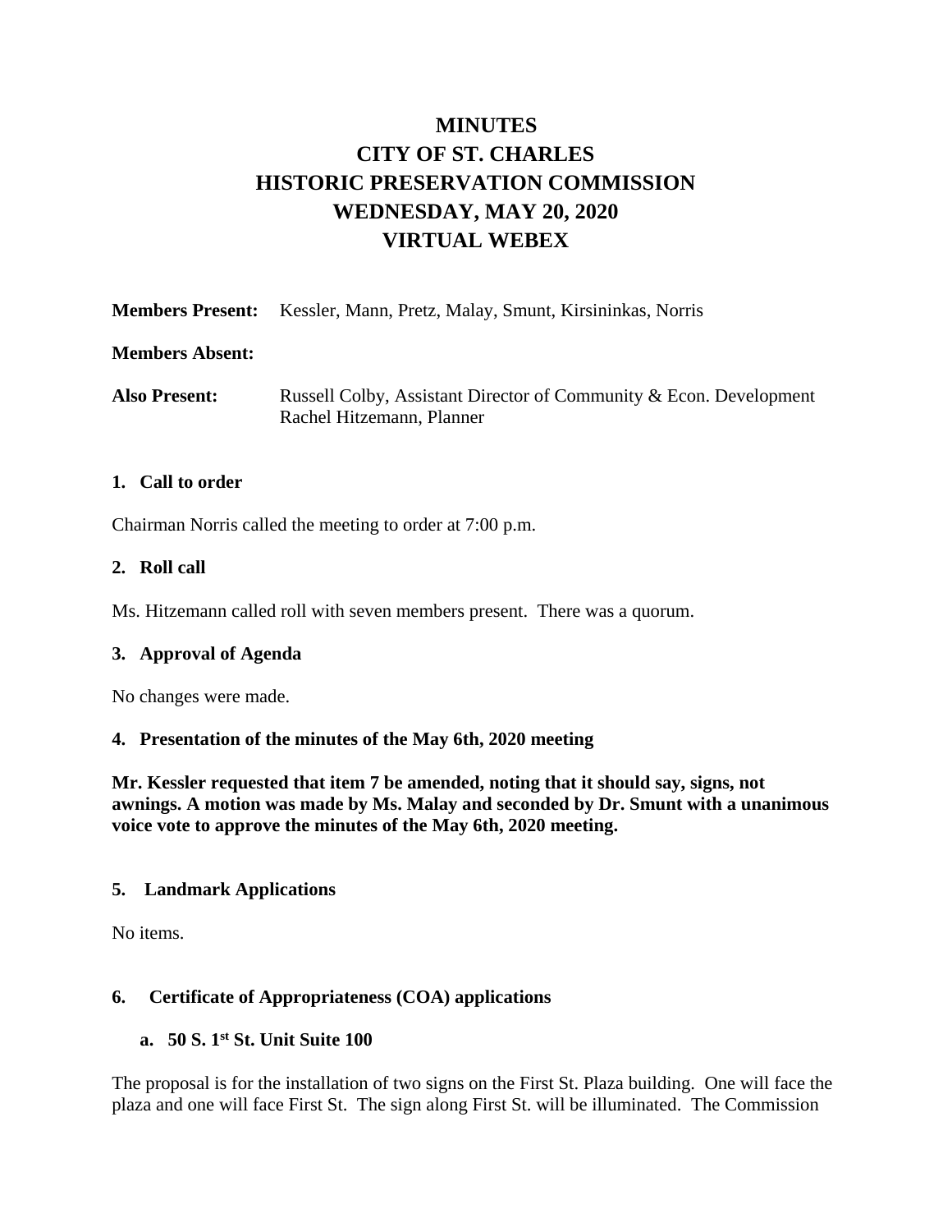# MINUTES
# CITY OF ST. CHARLES
# HISTORIC PRESERVATION COMMISSION
# WEDNESDAY, MAY 20, 2020
# VIRTUAL WEBEX

**Members Present:** Kessler, Mann, Pretz, Malay, Smunt, Kirsininkas, Norris

**Members Absent:**

**Also Present:** Russell Colby, Assistant Director of Community & Econ. Development
Rachel Hitzemann, Planner

## 1. Call to order

Chairman Norris called the meeting to order at 7:00 p.m.

## 2. Roll call

Ms. Hitzemann called roll with seven members present. There was a quorum.

## 3. Approval of Agenda

No changes were made.

## 4. Presentation of the minutes of the May 6th, 2020 meeting

**Mr. Kessler requested that item 7 be amended, noting that it should say, signs, not awnings. A motion was made by Ms. Malay and seconded by Dr. Smunt with a unanimous voice vote to approve the minutes of the May 6th, 2020 meeting.**

## 5. Landmark Applications

No items.

## 6. Certificate of Appropriateness (COA) applications

### a. 50 S. 1st St. Unit Suite 100

The proposal is for the installation of two signs on the First St. Plaza building. One will face the plaza and one will face First St. The sign along First St. will be illuminated. The Commission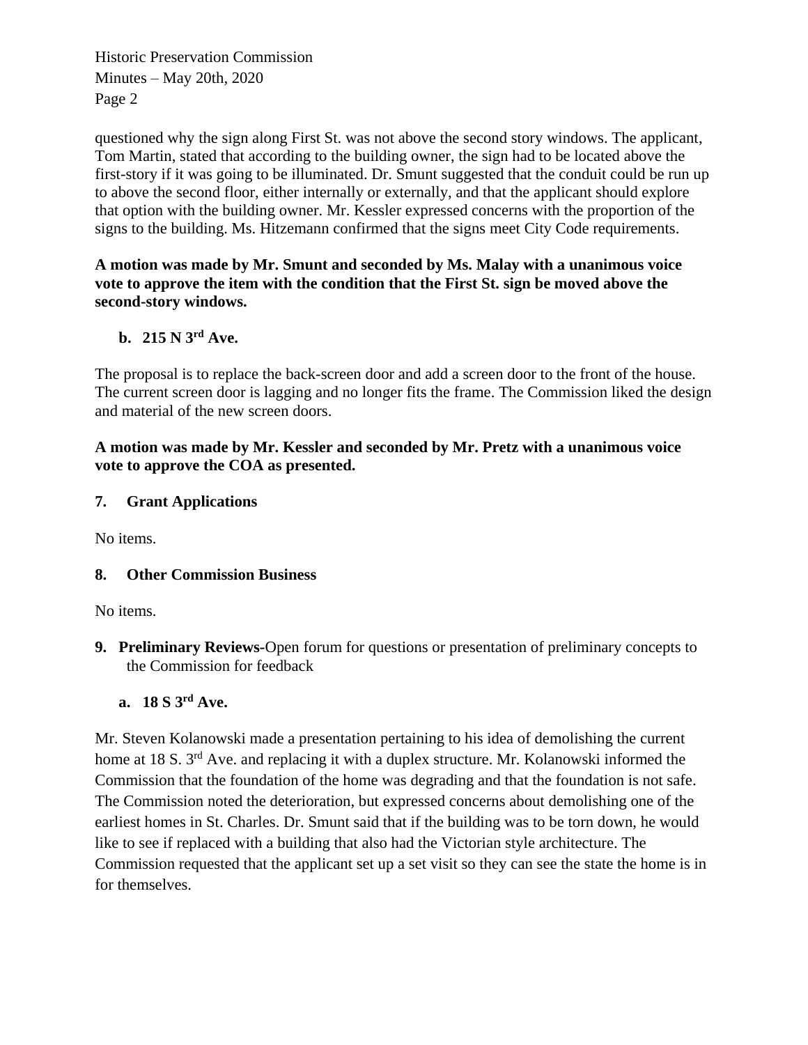questioned why the sign along First St. was not above the second story windows. The applicant, Tom Martin, stated that according to the building owner, the sign had to be located above the first-story if it was going to be illuminated. Dr. Smunt suggested that the conduit could be run up to above the second floor, either internally or externally, and that the applicant should explore that option with the building owner. Mr. Kessler expressed concerns with the proportion of the signs to the building. Ms. Hitzemann confirmed that the signs meet City Code requirements.

**A motion was made by Mr. Smunt and seconded by Ms. Malay with a unanimous voice vote to approve the item with the condition that the First St. sign be moved above the second-story windows.**

**b. 215 N 3rd Ave.**

The proposal is to replace the back-screen door and add a screen door to the front of the house. The current screen door is lagging and no longer fits the frame. The Commission liked the design and material of the new screen doors.

**A motion was made by Mr. Kessler and seconded by Mr. Pretz with a unanimous voice vote to approve the COA as presented.**

**7. Grant Applications**

No items.

**8. Other Commission Business**

No items.

**9. Preliminary Reviews**-Open forum for questions or presentation of preliminary concepts to the Commission for feedback

**a. 18 S 3rd Ave.**

Mr. Steven Kolanowski made a presentation pertaining to his idea of demolishing the current home at 18 S. 3rd Ave. and replacing it with a duplex structure. Mr. Kolanowski informed the Commission that the foundation of the home was degrading and that the foundation is not safe. The Commission noted the deterioration, but expressed concerns about demolishing one of the earliest homes in St. Charles. Dr. Smunt said that if the building was to be torn down, he would like to see if replaced with a building that also had the Victorian style architecture. The Commission requested that the applicant set up a set visit so they can see the state the home is in for themselves.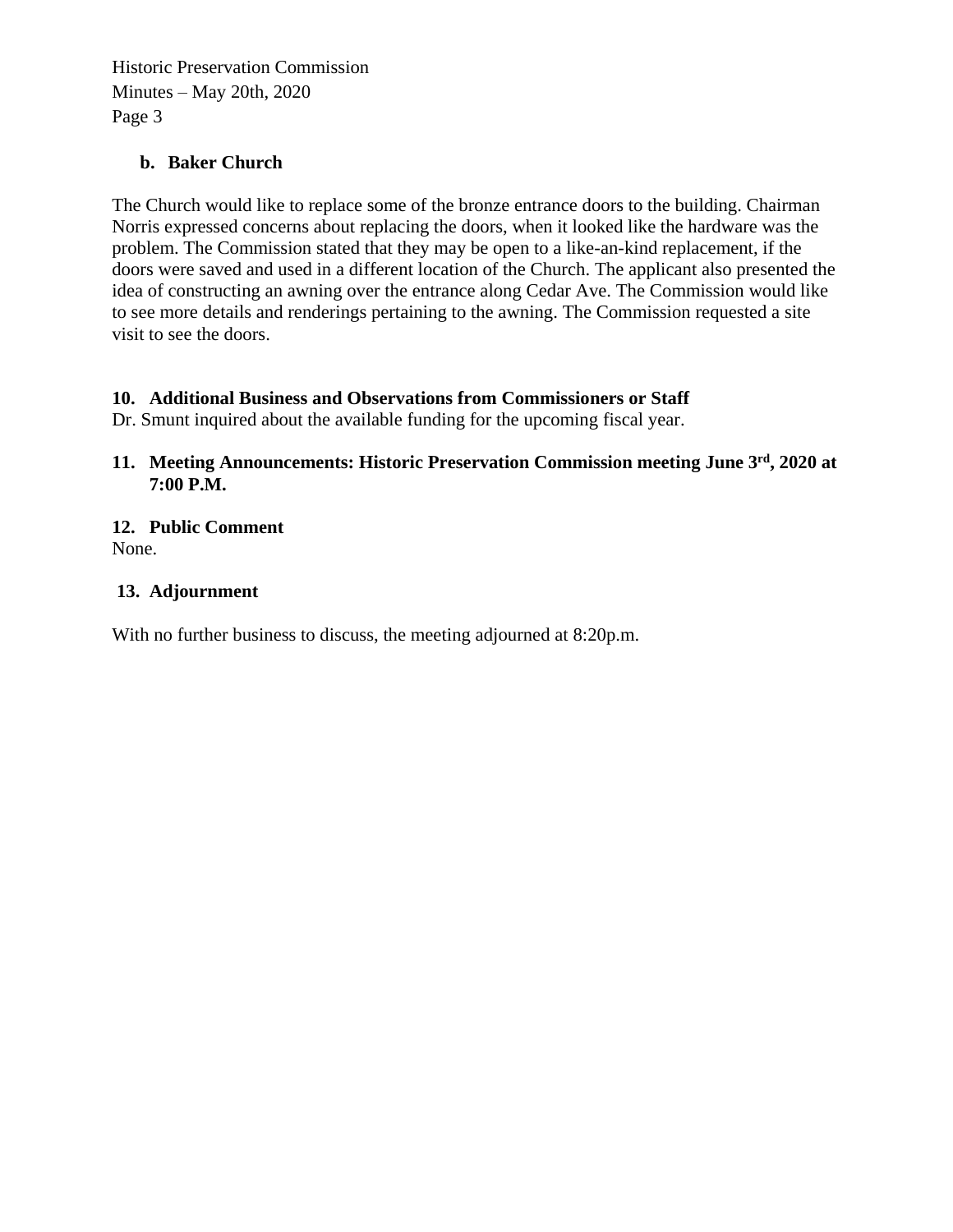**b. Baker Church**

The Church would like to replace some of the bronze entrance doors to the building. Chairman Norris expressed concerns about replacing the doors, when it looked like the hardware was the problem. The Commission stated that they may be open to a like-an-kind replacement, if the doors were saved and used in a different location of the Church. The applicant also presented the idea of constructing an awning over the entrance along Cedar Ave. The Commission would like to see more details and renderings pertaining to the awning. The Commission requested a site visit to see the doors.

**10. Additional Business and Observations from Commissioners or Staff**

Dr. Smunt inquired about the available funding for the upcoming fiscal year.

**11. Meeting Announcements: Historic Preservation Commission meeting June 3rd, 2020 at 7:00 P.M.**

**12. Public Comment**

None.

**13. Adjournment**

With no further business to discuss, the meeting adjourned at 8:20p.m.